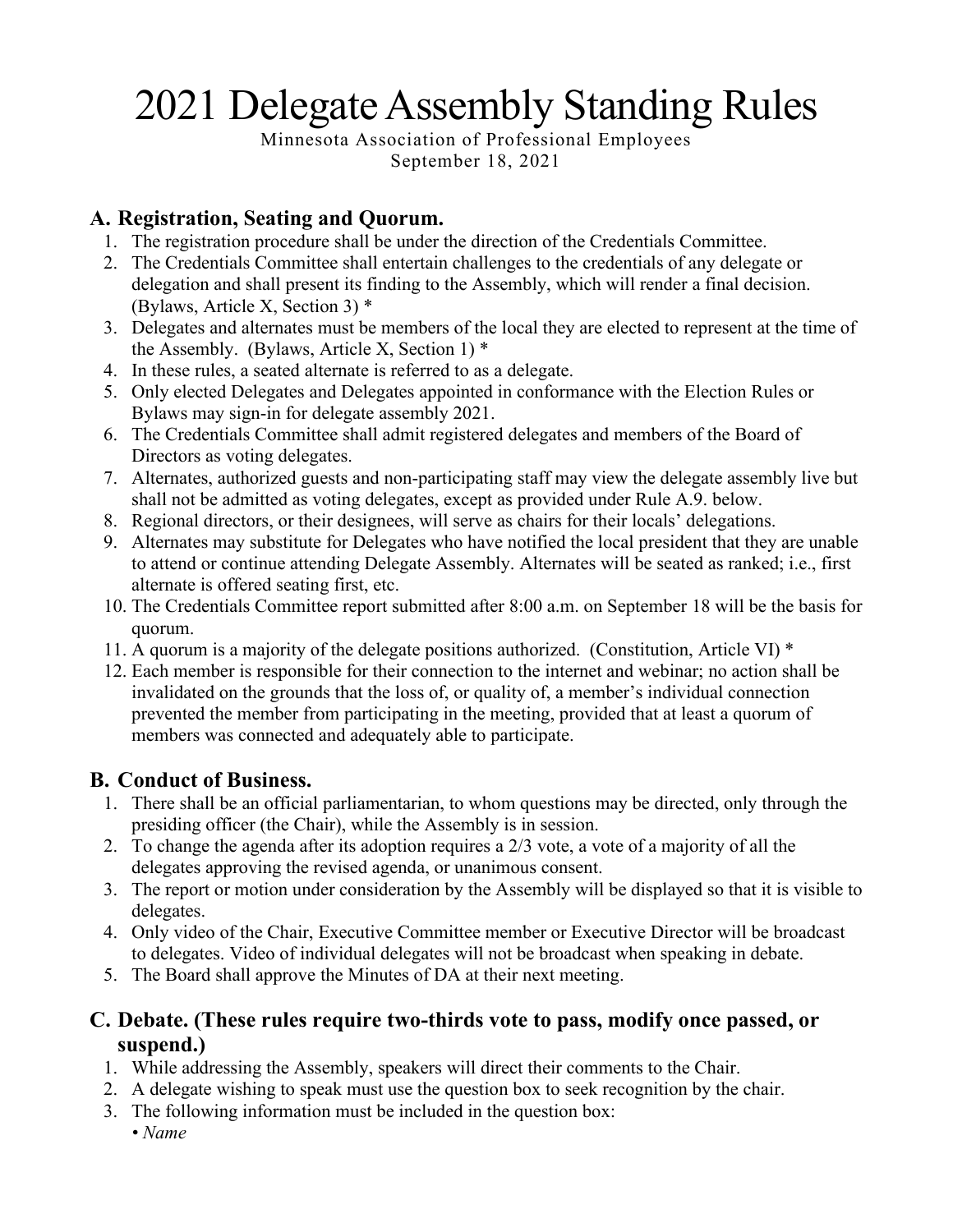# 2021 Delegate Assembly Standing Rules

Minnesota Association of Professional Employees
September 18, 2021

## A. Registration, Seating and Quorum.

1. The registration procedure shall be under the direction of the Credentials Committee.
2. The Credentials Committee shall entertain challenges to the credentials of any delegate or delegation and shall present its finding to the Assembly, which will render a final decision. (Bylaws, Article X, Section 3) *
3. Delegates and alternates must be members of the local they are elected to represent at the time of the Assembly. (Bylaws, Article X, Section 1) *
4. In these rules, a seated alternate is referred to as a delegate.
5. Only elected Delegates and Delegates appointed in conformance with the Election Rules or Bylaws may sign-in for delegate assembly 2021.
6. The Credentials Committee shall admit registered delegates and members of the Board of Directors as voting delegates.
7. Alternates, authorized guests and non-participating staff may view the delegate assembly live but shall not be admitted as voting delegates, except as provided under Rule A.9. below.
8. Regional directors, or their designees, will serve as chairs for their locals' delegations.
9. Alternates may substitute for Delegates who have notified the local president that they are unable to attend or continue attending Delegate Assembly. Alternates will be seated as ranked; i.e., first alternate is offered seating first, etc.
10. The Credentials Committee report submitted after 8:00 a.m. on September 18 will be the basis for quorum.
11. A quorum is a majority of the delegate positions authorized. (Constitution, Article VI) *
12. Each member is responsible for their connection to the internet and webinar; no action shall be invalidated on the grounds that the loss of, or quality of, a member's individual connection prevented the member from participating in the meeting, provided that at least a quorum of members was connected and adequately able to participate.

## B. Conduct of Business.

1. There shall be an official parliamentarian, to whom questions may be directed, only through the presiding officer (the Chair), while the Assembly is in session.
2. To change the agenda after its adoption requires a 2/3 vote, a vote of a majority of all the delegates approving the revised agenda, or unanimous consent.
3. The report or motion under consideration by the Assembly will be displayed so that it is visible to delegates.
4. Only video of the Chair, Executive Committee member or Executive Director will be broadcast to delegates. Video of individual delegates will not be broadcast when speaking in debate.
5. The Board shall approve the Minutes of DA at their next meeting.

## C. Debate. (These rules require two-thirds vote to pass, modify once passed, or suspend.)

1. While addressing the Assembly, speakers will direct their comments to the Chair.
2. A delegate wishing to speak must use the question box to seek recognition by the chair.
3. The following information must be included in the question box:
   - *Name*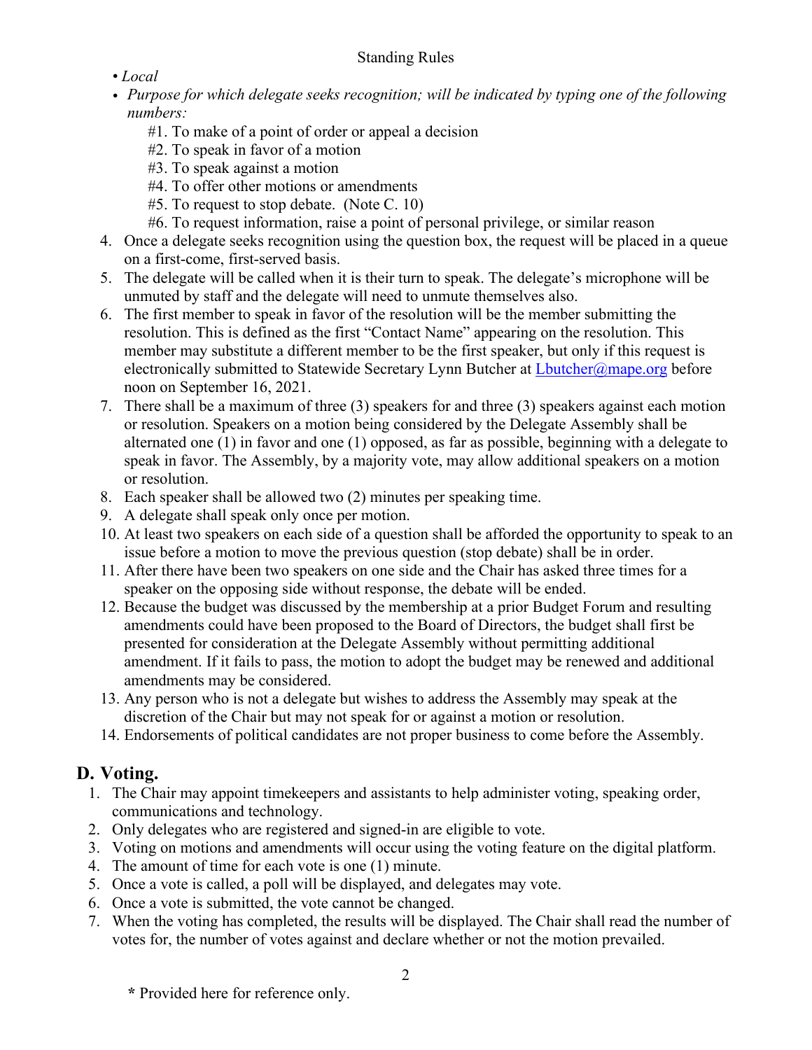- *Local*
- *Purpose for which delegate seeks recognition; will be indicated by typing one of the following numbers:*
  - #1. To make of a point of order or appeal a decision
  - #2. To speak in favor of a motion
  - #3. To speak against a motion
  - #4. To offer other motions or amendments
  - #5. To request to stop debate. (Note C. 10)
  - #6. To request information, raise a point of personal privilege, or similar reason

4. Once a delegate seeks recognition using the question box, the request will be placed in a queue on a first-come, first-served basis.
5. The delegate will be called when it is their turn to speak. The delegate's microphone will be unmuted by staff and the delegate will need to unmute themselves also.
6. The first member to speak in favor of the resolution will be the member submitting the resolution. This is defined as the first "Contact Name" appearing on the resolution. This member may substitute a different member to be the first speaker, but only if this request is electronically submitted to Statewide Secretary Lynn Butcher at [Lbutcher@mape.org](mailto:Lbutcher@mape.org) before noon on September 16, 2021.
7. There shall be a maximum of three (3) speakers for and three (3) speakers against each motion or resolution. Speakers on a motion being considered by the Delegate Assembly shall be alternated one (1) in favor and one (1) opposed, as far as possible, beginning with a delegate to speak in favor. The Assembly, by a majority vote, may allow additional speakers on a motion or resolution.
8. Each speaker shall be allowed two (2) minutes per speaking time.
9. A delegate shall speak only once per motion.
10. At least two speakers on each side of a question shall be afforded the opportunity to speak to an issue before a motion to move the previous question (stop debate) shall be in order.
11. After there have been two speakers on one side and the Chair has asked three times for a speaker on the opposing side without response, the debate will be ended.
12. Because the budget was discussed by the membership at a prior Budget Forum and resulting amendments could have been proposed to the Board of Directors, the budget shall first be presented for consideration at the Delegate Assembly without permitting additional amendment. If it fails to pass, the motion to adopt the budget may be renewed and additional amendments may be considered.
13. Any person who is not a delegate but wishes to address the Assembly may speak at the discretion of the Chair but may not speak for or against a motion or resolution.
14. Endorsements of political candidates are not proper business to come before the Assembly.

## D. Voting.

1. The Chair may appoint timekeepers and assistants to help administer voting, speaking order, communications and technology.
2. Only delegates who are registered and signed-in are eligible to vote.
3. Voting on motions and amendments will occur using the voting feature on the digital platform.
4. The amount of time for each vote is one (1) minute.
5. Once a vote is called, a poll will be displayed, and delegates may vote.
6. Once a vote is submitted, the vote cannot be changed.
7. When the voting has completed, the results will be displayed. The Chair shall read the number of votes for, the number of votes against and declare whether or not the motion prevailed.

**\*** Provided here for reference only.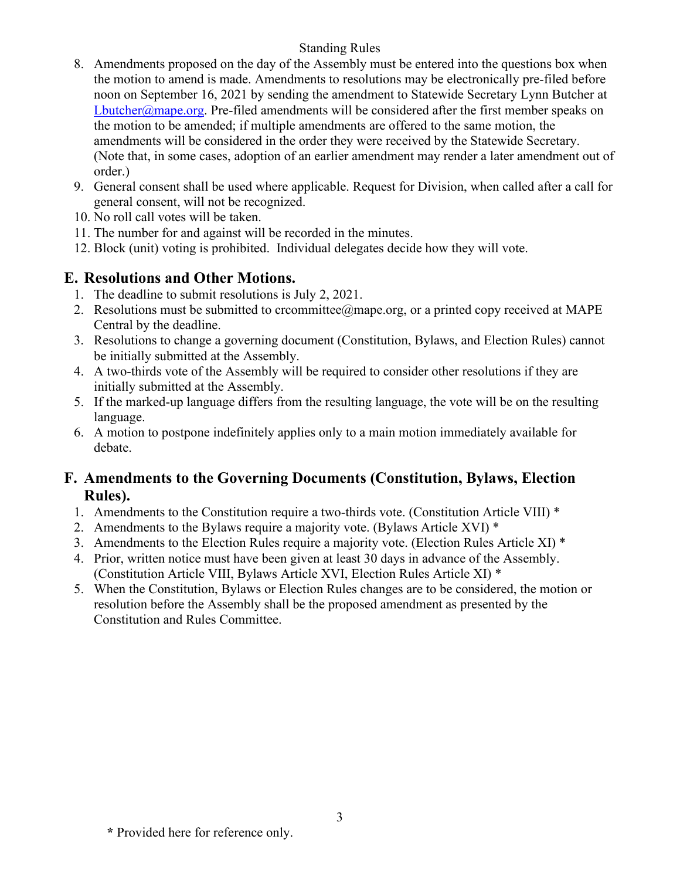8. Amendments proposed on the day of the Assembly must be entered into the questions box when the motion to amend is made. Amendments to resolutions may be electronically pre-filed before noon on September 16, 2021 by sending the amendment to Statewide Secretary Lynn Butcher at Lbutcher@mape.org. Pre-filed amendments will be considered after the first member speaks on the motion to be amended; if multiple amendments are offered to the same motion, the amendments will be considered in the order they were received by the Statewide Secretary. (Note that, in some cases, adoption of an earlier amendment may render a later amendment out of order.)
9. General consent shall be used where applicable. Request for Division, when called after a call for general consent, will not be recognized.
10. No roll call votes will be taken.
11. The number for and against will be recorded in the minutes.
12. Block (unit) voting is prohibited. Individual delegates decide how they will vote.

## E. Resolutions and Other Motions.

1. The deadline to submit resolutions is July 2, 2021.
2. Resolutions must be submitted to crcommittee@mape.org, or a printed copy received at MAPE Central by the deadline.
3. Resolutions to change a governing document (Constitution, Bylaws, and Election Rules) cannot be initially submitted at the Assembly.
4. A two-thirds vote of the Assembly will be required to consider other resolutions if they are initially submitted at the Assembly.
5. If the marked-up language differs from the resulting language, the vote will be on the resulting language.
6. A motion to postpone indefinitely applies only to a main motion immediately available for debate.

## F. Amendments to the Governing Documents (Constitution, Bylaws, Election Rules).

1. Amendments to the Constitution require a two-thirds vote. (Constitution Article VIII) *
2. Amendments to the Bylaws require a majority vote. (Bylaws Article XVI) *
3. Amendments to the Election Rules require a majority vote. (Election Rules Article XI) *
4. Prior, written notice must have been given at least 30 days in advance of the Assembly. (Constitution Article VIII, Bylaws Article XVI, Election Rules Article XI) *
5. When the Constitution, Bylaws or Election Rules changes are to be considered, the motion or resolution before the Assembly shall be the proposed amendment as presented by the Constitution and Rules Committee.

**\*** Provided here for reference only.